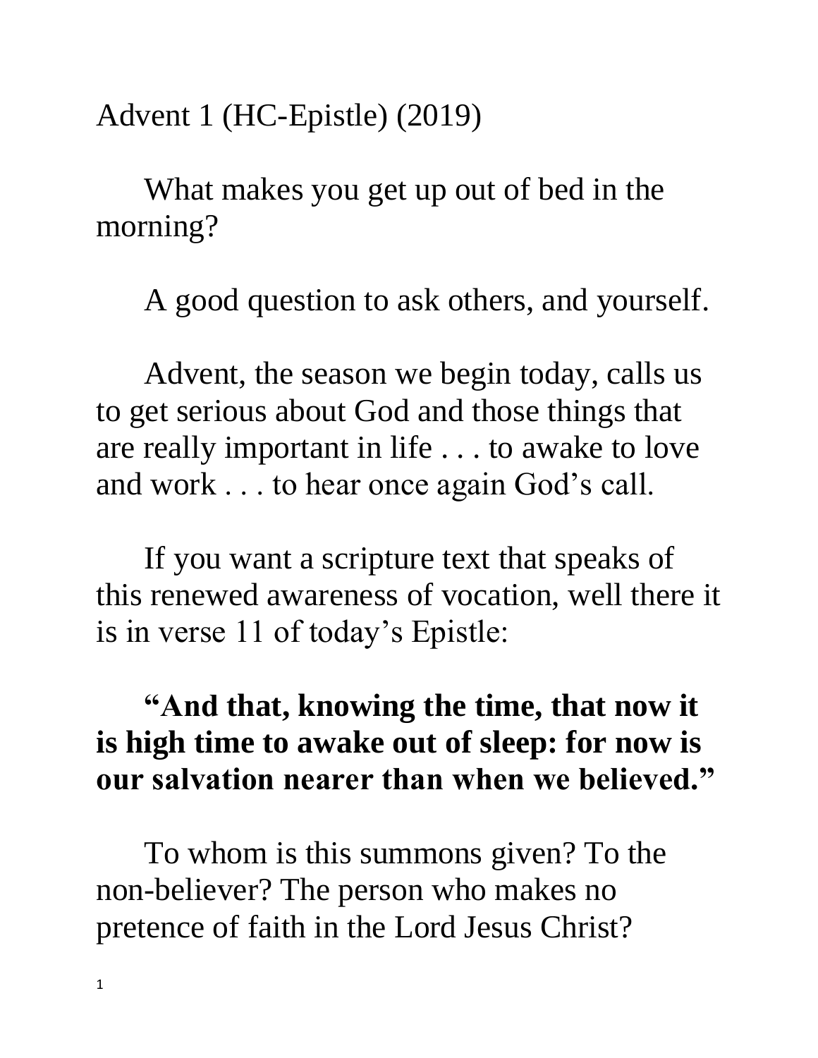# Advent 1 (HC-Epistle) (2019)

What makes you get up out of bed in the morning?

A good question to ask others, and yourself.

Advent, the season we begin today, calls us to get serious about God and those things that are really important in life . . . to awake to love and work . . . to hear once again God's call.

If you want a scripture text that speaks of this renewed awareness of vocation, well there it is in verse 11 of today's Epistle:

**"And that, knowing the time, that now it is high time to awake out of sleep: for now is our salvation nearer than when we believed."**

To whom is this summons given? To the non-believer? The person who makes no pretence of faith in the Lord Jesus Christ?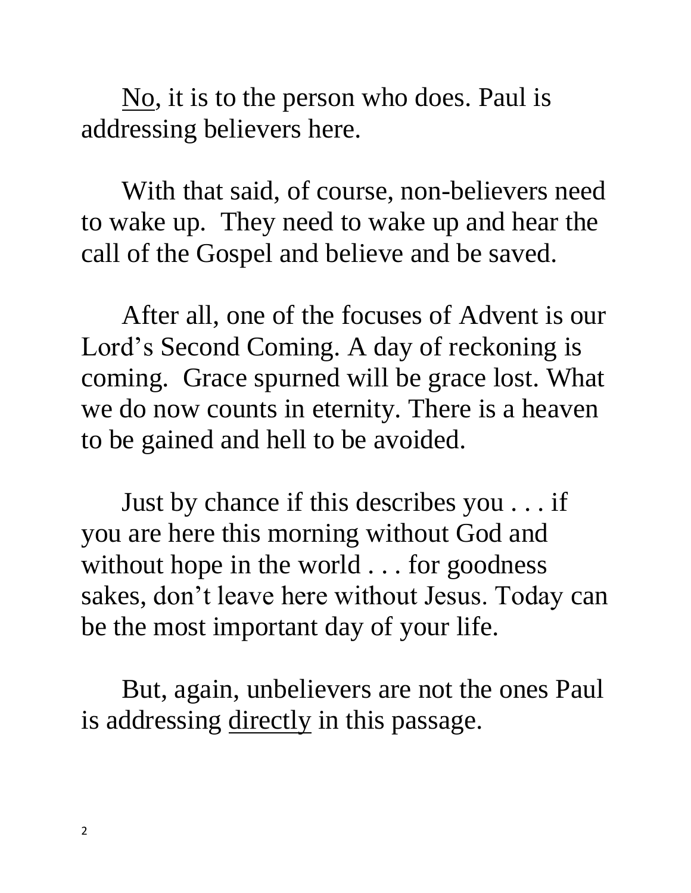<u>No</u>, it is to the person who does. Paul is addressing believers here.

With that said, of course, non-believers need to wake up. They need to wake up and hear the call of the Gospel and believe and be saved.

After all, one of the focuses of Advent is our Lord's Second Coming. A day of reckoning is coming. Grace spurned will be grace lost. What we do now counts in eternity. There is a heaven to be gained and hell to be avoided.

Just by chance if this describes you . . . if you are here this morning without God and without hope in the world . . . for goodness sakes, don't leave here without Jesus. Today can be the most important day of your life.

But, again, unbelievers are not the ones Paul is addressing <u>directly</u> in this passage.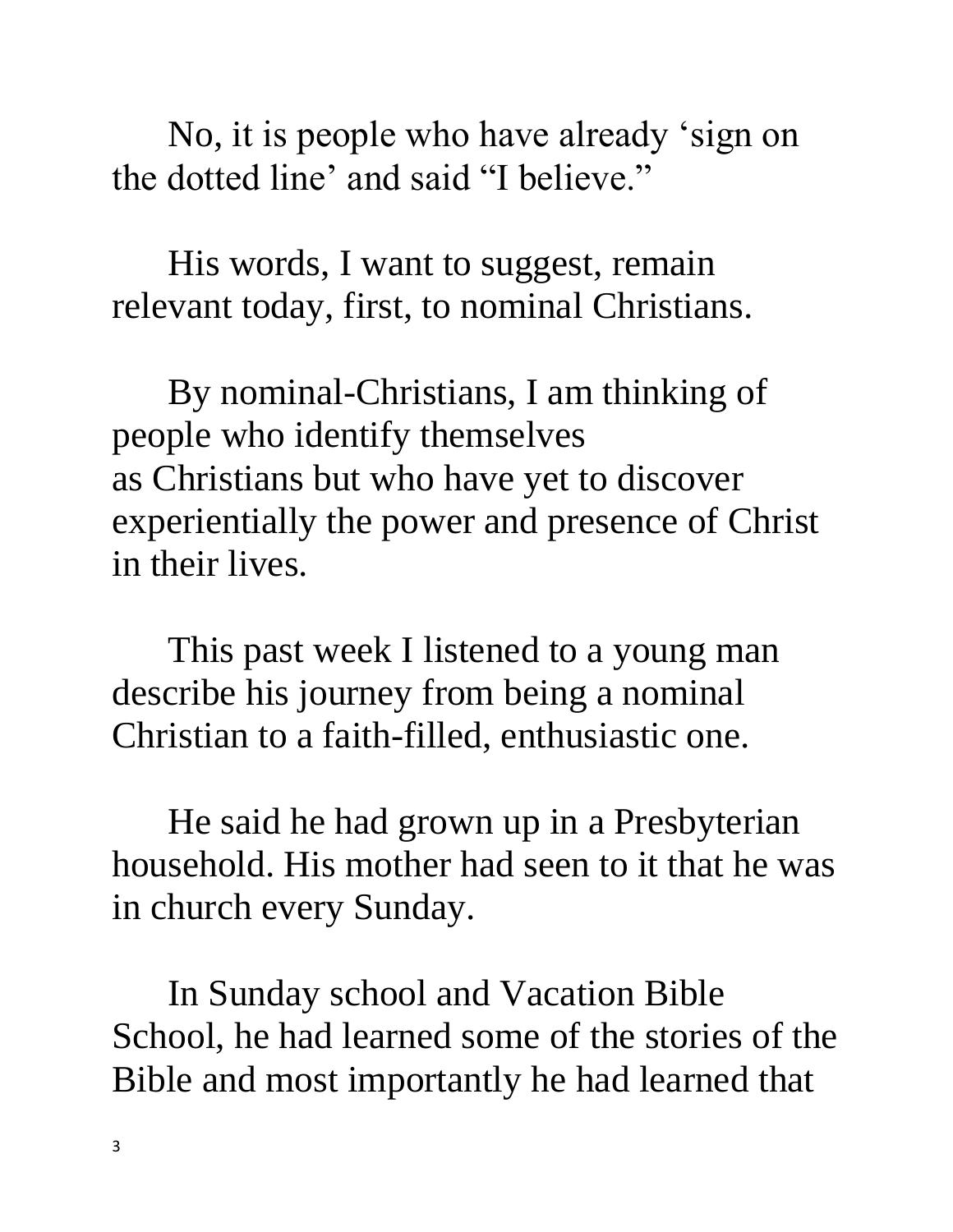No, it is people who have already 'sign on the dotted line' and said "I believe."

His words, I want to suggest, remain relevant today, first, to nominal Christians.

By nominal-Christians, I am thinking of people who identify themselves as Christians but who have yet to discover experientially the power and presence of Christ in their lives.

This past week I listened to a young man describe his journey from being a nominal Christian to a faith-filled, enthusiastic one.

He said he had grown up in a Presbyterian household. His mother had seen to it that he was in church every Sunday.

In Sunday school and Vacation Bible School, he had learned some of the stories of the Bible and most importantly he had learned that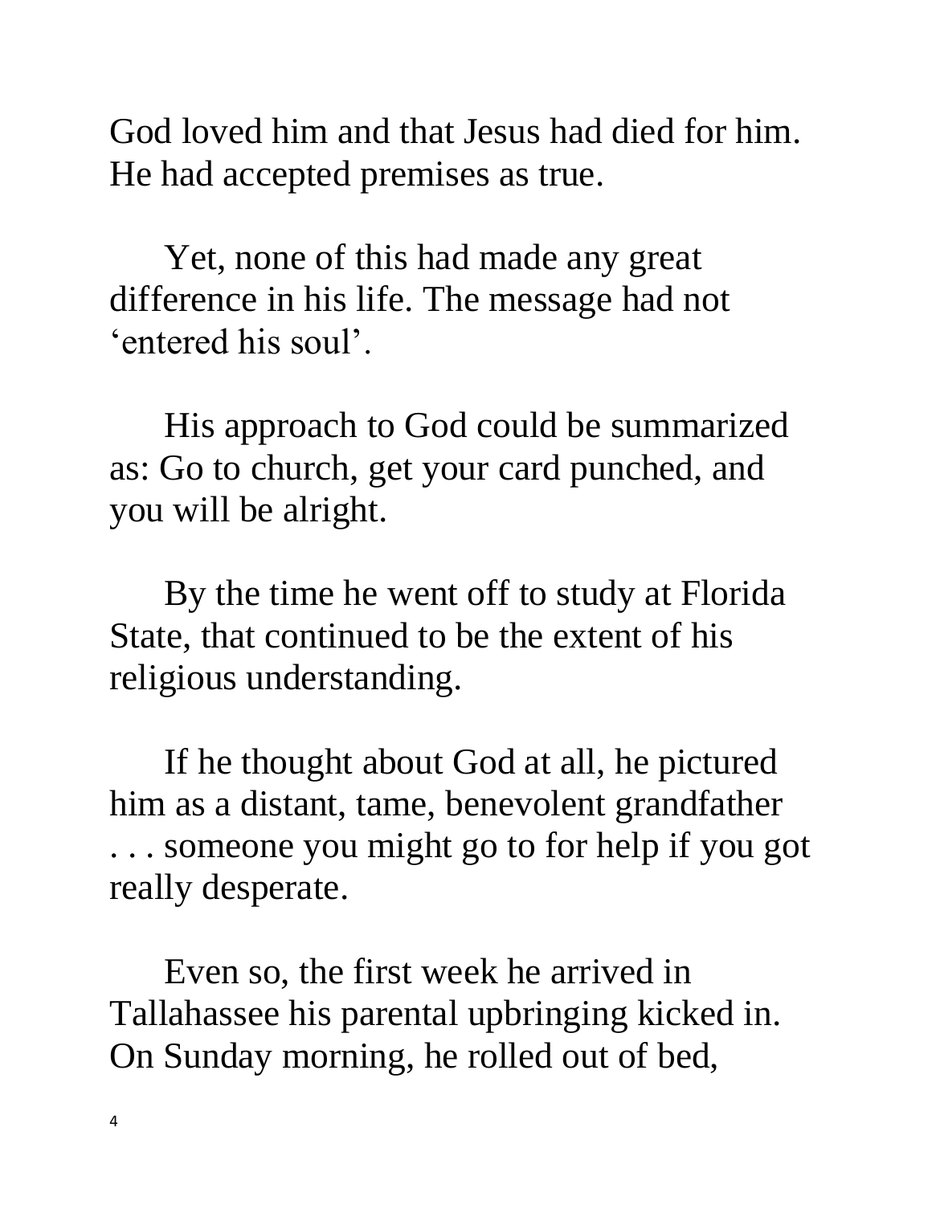God loved him and that Jesus had died for him. He had accepted premises as true.

Yet, none of this had made any great difference in his life. The message had not 'entered his soul'.

His approach to God could be summarized as: Go to church, get your card punched, and you will be alright.

By the time he went off to study at Florida State, that continued to be the extent of his religious understanding.

If he thought about God at all, he pictured him as a distant, tame, benevolent grandfather . . . someone you might go to for help if you got really desperate.

Even so, the first week he arrived in Tallahassee his parental upbringing kicked in. On Sunday morning, he rolled out of bed,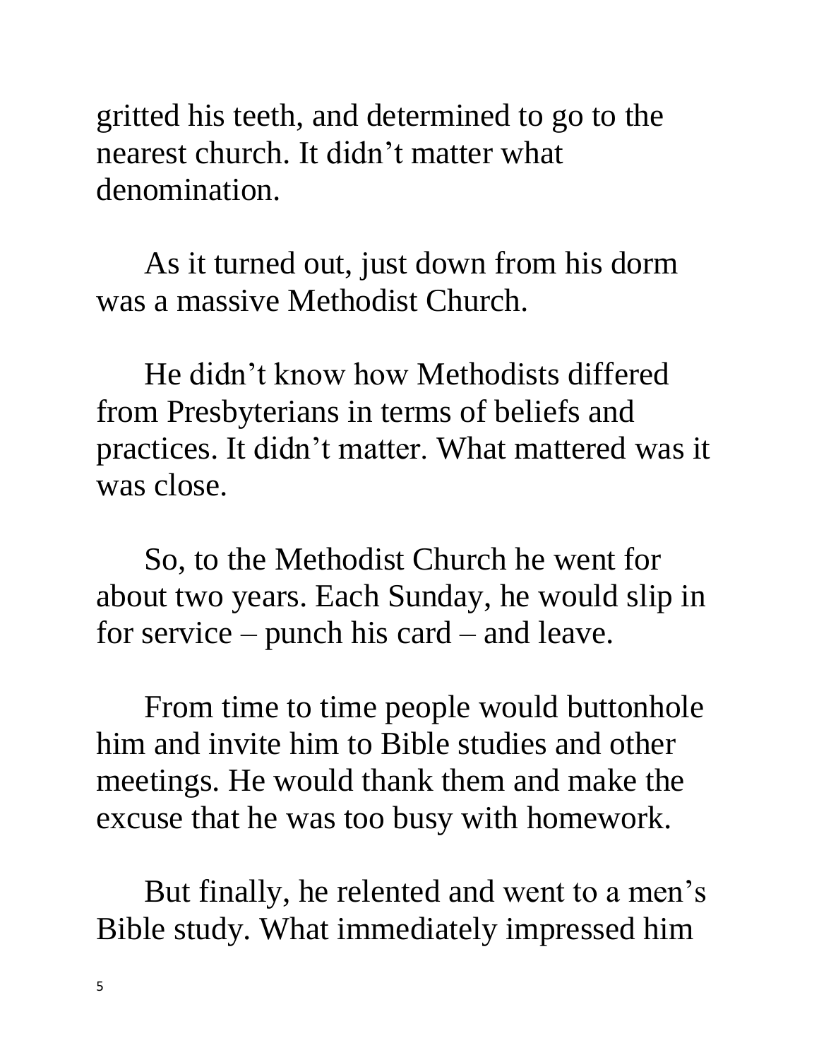gritted his teeth, and determined to go to the nearest church. It didn't matter what denomination.

As it turned out, just down from his dorm was a massive Methodist Church.

He didn't know how Methodists differed from Presbyterians in terms of beliefs and practices. It didn't matter. What mattered was it was close.

So, to the Methodist Church he went for about two years. Each Sunday, he would slip in for service – punch his card – and leave.

From time to time people would buttonhole him and invite him to Bible studies and other meetings. He would thank them and make the excuse that he was too busy with homework.

But finally, he relented and went to a men's Bible study. What immediately impressed him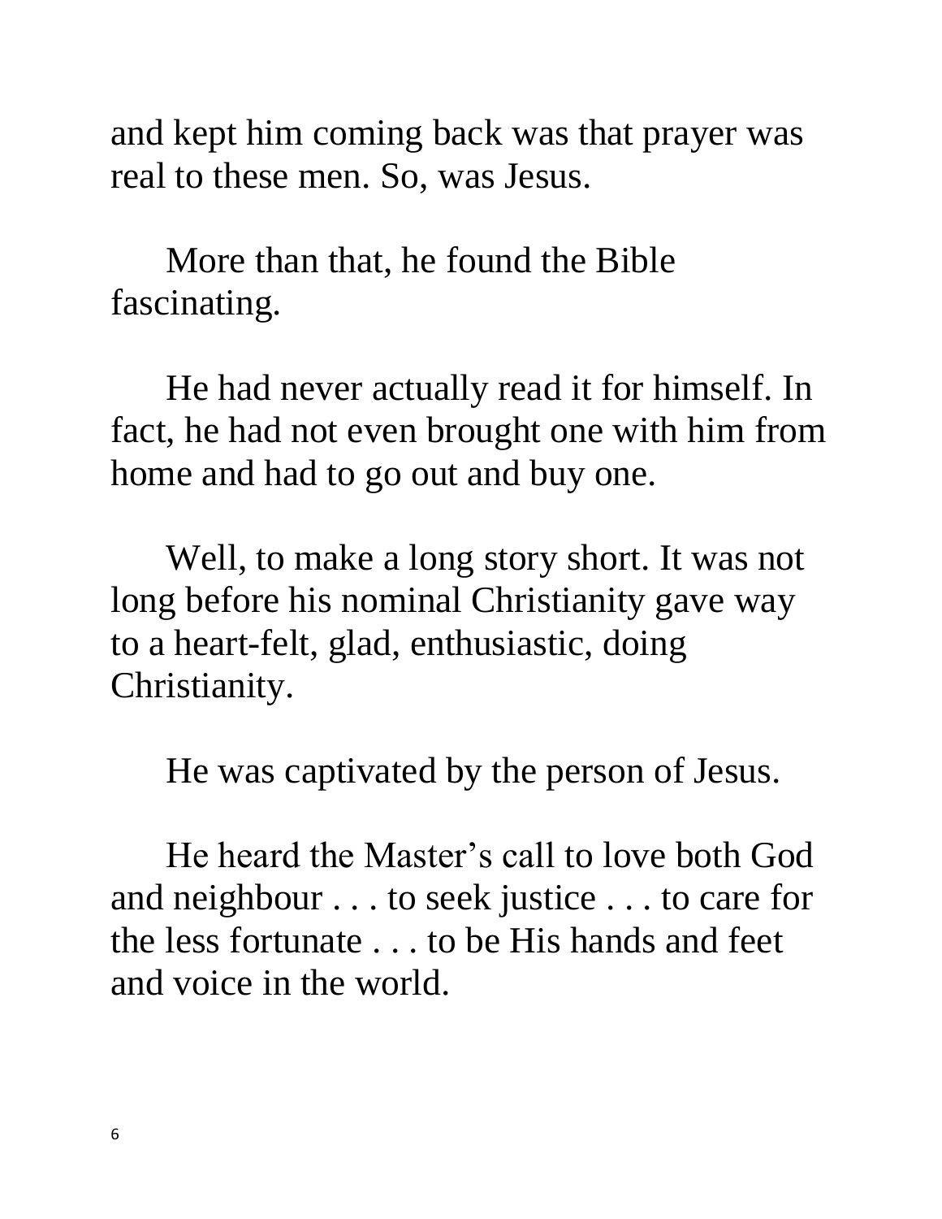and kept him coming back was that prayer was real to these men. So, was Jesus.

More than that, he found the Bible fascinating.

He had never actually read it for himself. In fact, he had not even brought one with him from home and had to go out and buy one.

Well, to make a long story short. It was not long before his nominal Christianity gave way to a heart-felt, glad, enthusiastic, doing Christianity.

He was captivated by the person of Jesus.

He heard the Master's call to love both God and neighbour . . . to seek justice . . . to care for the less fortunate . . . to be His hands and feet and voice in the world.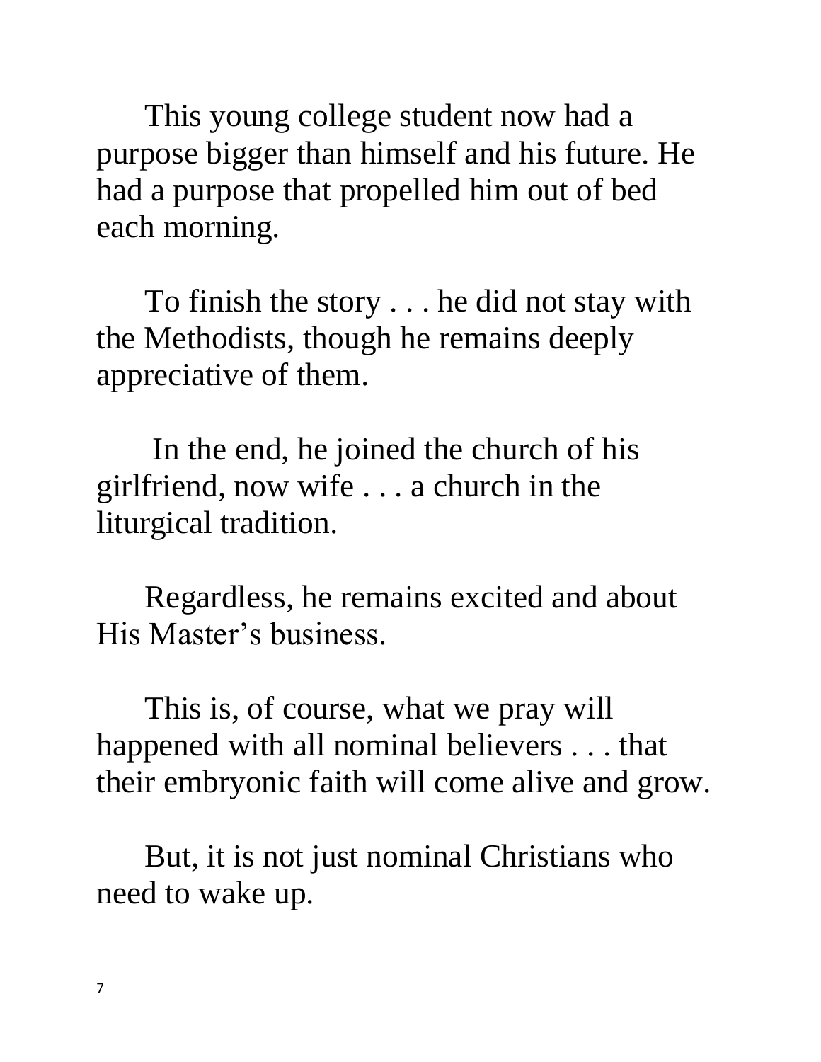This young college student now had a purpose bigger than himself and his future. He had a purpose that propelled him out of bed each morning.

To finish the story . . . he did not stay with the Methodists, though he remains deeply appreciative of them.

In the end, he joined the church of his girlfriend, now wife . . . a church in the liturgical tradition.

Regardless, he remains excited and about His Master's business.

This is, of course, what we pray will happened with all nominal believers . . . that their embryonic faith will come alive and grow.

But, it is not just nominal Christians who need to wake up.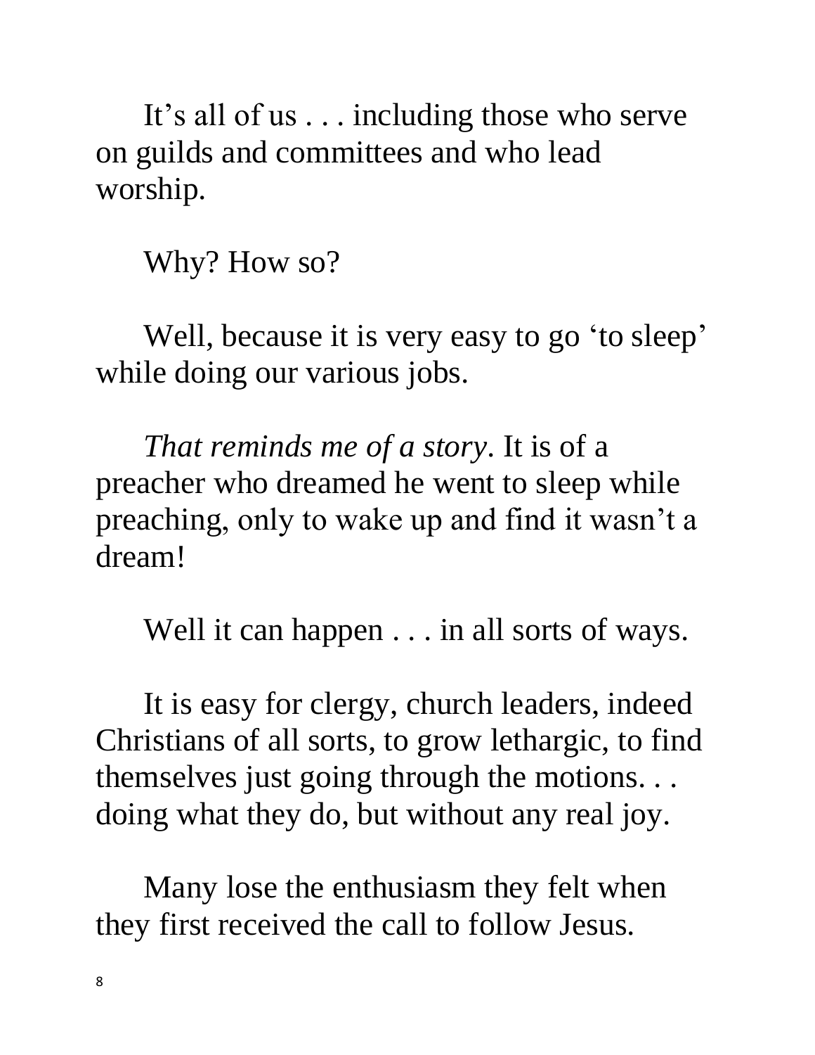It’s all of us . . . including those who serve on guilds and committees and who lead worship.

Why? How so?

Well, because it is very easy to go ‘to sleep’ while doing our various jobs.

*That reminds me of a story*. It is of a preacher who dreamed he went to sleep while preaching, only to wake up and find it wasn’t a dream!

Well it can happen . . . in all sorts of ways.

It is easy for clergy, church leaders, indeed Christians of all sorts, to grow lethargic, to find themselves just going through the motions. . . doing what they do, but without any real joy.

Many lose the enthusiasm they felt when they first received the call to follow Jesus.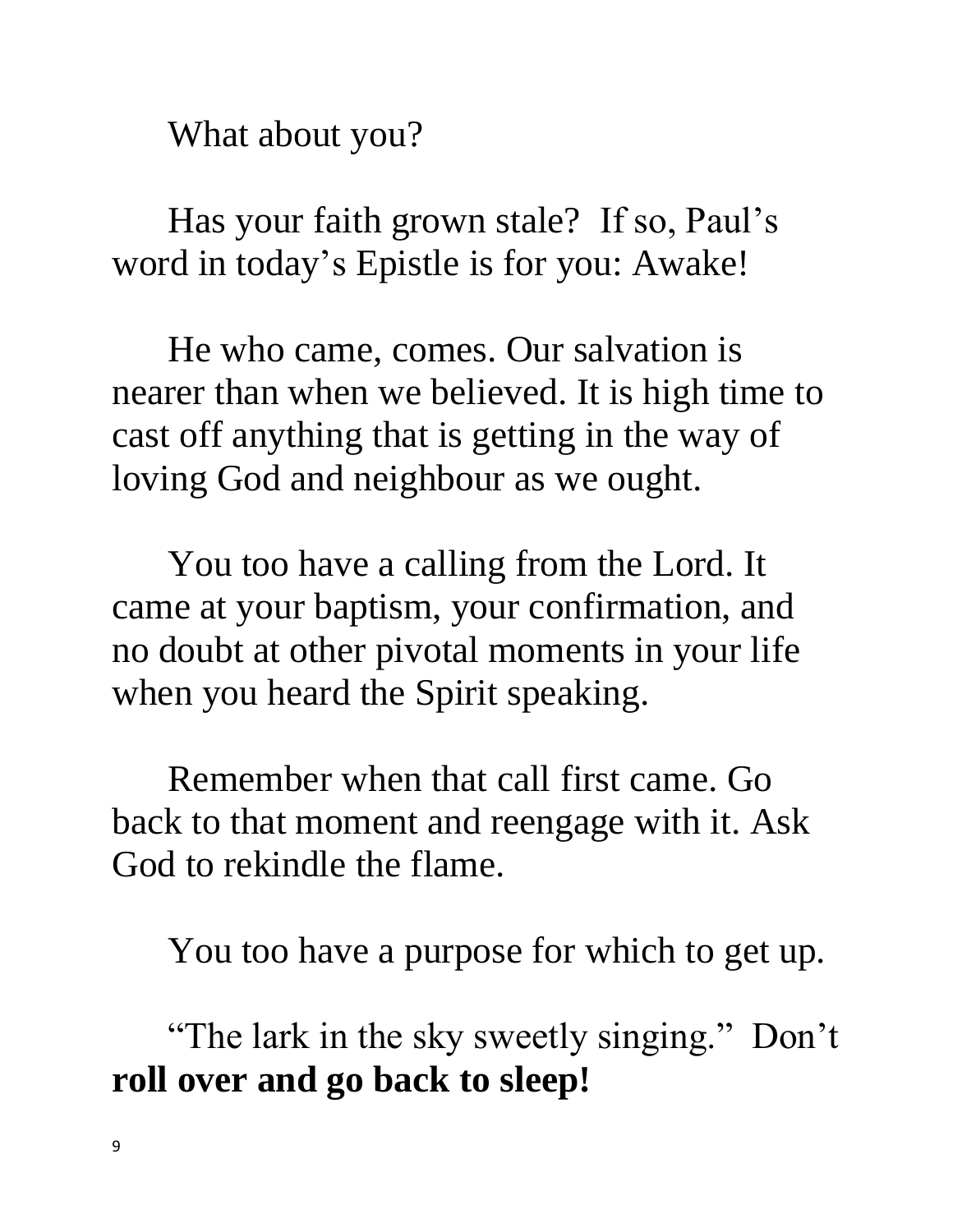What about you?

Has your faith grown stale? If so, Paul's word in today's Epistle is for you: Awake!

He who came, comes. Our salvation is nearer than when we believed. It is high time to cast off anything that is getting in the way of loving God and neighbour as we ought.

You too have a calling from the Lord. It came at your baptism, your confirmation, and no doubt at other pivotal moments in your life when you heard the Spirit speaking.

Remember when that call first came. Go back to that moment and reengage with it. Ask God to rekindle the flame.

You too have a purpose for which to get up.

"The lark in the sky sweetly singing." Don't **roll over and go back to sleep!**